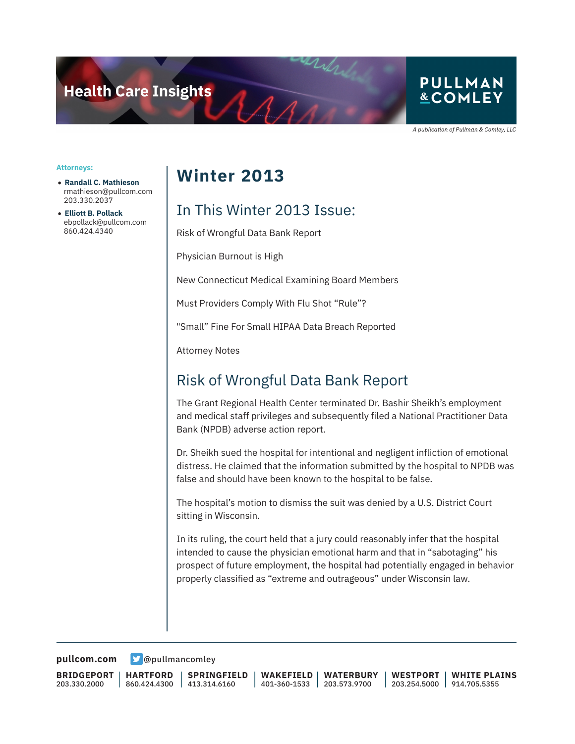# Health Care Insights

**PULLMAN & COMLEY**

*A publication of Pullman & Comley, LLC*

**Attorneys:**

- **Randall C. Mathieson**
  rmathieson@pullcom.com
  203.330.2037
- **Elliott B. Pollack**
  ebpollack@pullcom.com
  860.424.4340

# Winter 2013

## In This Winter 2013 Issue:

Risk of Wrongful Data Bank Report

Physician Burnout is High

New Connecticut Medical Examining Board Members

Must Providers Comply With Flu Shot "Rule"?

"Small" Fine For Small HIPAA Data Breach Reported

Attorney Notes

## Risk of Wrongful Data Bank Report

The Grant Regional Health Center terminated Dr. Bashir Sheikh's employment and medical staff privileges and subsequently filed a National Practitioner Data Bank (NPDB) adverse action report.

Dr. Sheikh sued the hospital for intentional and negligent infliction of emotional distress. He claimed that the information submitted by the hospital to NPDB was false and should have been known to the hospital to be false.

The hospital's motion to dismiss the suit was denied by a U.S. District Court sitting in Wisconsin.

In its ruling, the court held that a jury could reasonably infer that the hospital intended to cause the physician emotional harm and that in "sabotaging" his prospect of future employment, the hospital had potentially engaged in behavior properly classified as "extreme and outrageous" under Wisconsin law.

pullcom.com @pullmancomley

BRIDGEPORT 203.330.2000 | HARTFORD 860.424.4300 | SPRINGFIELD 413.314.6160 | WAKEFIELD 401-360-1533 | WATERBURY 203.573.9700 | WESTPORT 203.254.5000 | WHITE PLAINS 914.705.5355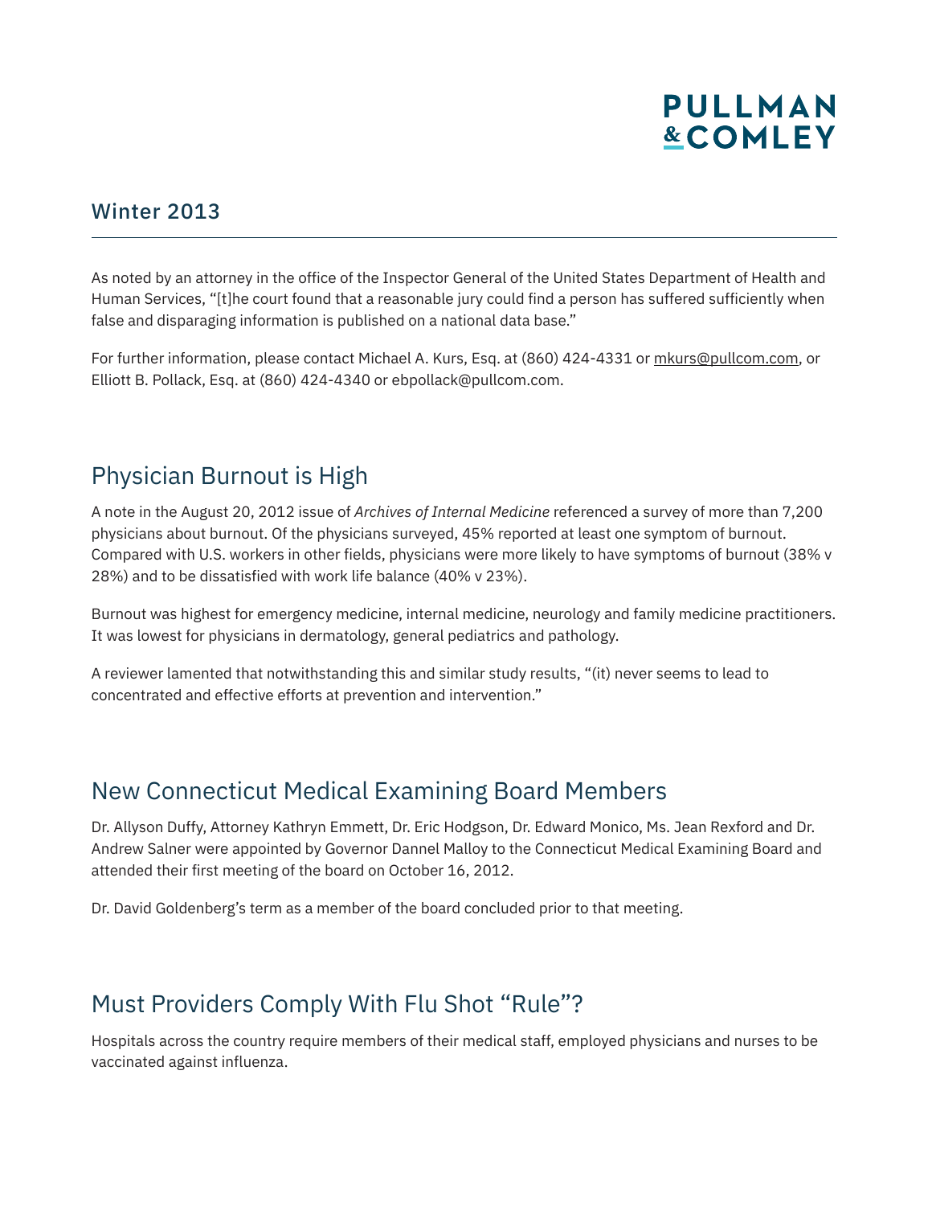## Winter 2013

As noted by an attorney in the office of the Inspector General of the United States Department of Health and Human Services, "[t]he court found that a reasonable jury could find a person has suffered sufficiently when false and disparaging information is published on a national data base."

For further information, please contact Michael A. Kurs, Esq. at (860) 424-4331 or mkurs@pullcom.com, or Elliott B. Pollack, Esq. at (860) 424-4340 or ebpollack@pullcom.com.

## Physician Burnout is High

A note in the August 20, 2012 issue of *Archives of Internal Medicine* referenced a survey of more than 7,200 physicians about burnout. Of the physicians surveyed, 45% reported at least one symptom of burnout. Compared with U.S. workers in other fields, physicians were more likely to have symptoms of burnout (38% v 28%) and to be dissatisfied with work life balance (40% v 23%).

Burnout was highest for emergency medicine, internal medicine, neurology and family medicine practitioners. It was lowest for physicians in dermatology, general pediatrics and pathology.

A reviewer lamented that notwithstanding this and similar study results, "(it) never seems to lead to concentrated and effective efforts at prevention and intervention."

## New Connecticut Medical Examining Board Members

Dr. Allyson Duffy, Attorney Kathryn Emmett, Dr. Eric Hodgson, Dr. Edward Monico, Ms. Jean Rexford and Dr. Andrew Salner were appointed by Governor Dannel Malloy to the Connecticut Medical Examining Board and attended their first meeting of the board on October 16, 2012.

Dr. David Goldenberg's term as a member of the board concluded prior to that meeting.

## Must Providers Comply With Flu Shot "Rule"?

Hospitals across the country require members of their medical staff, employed physicians and nurses to be vaccinated against influenza.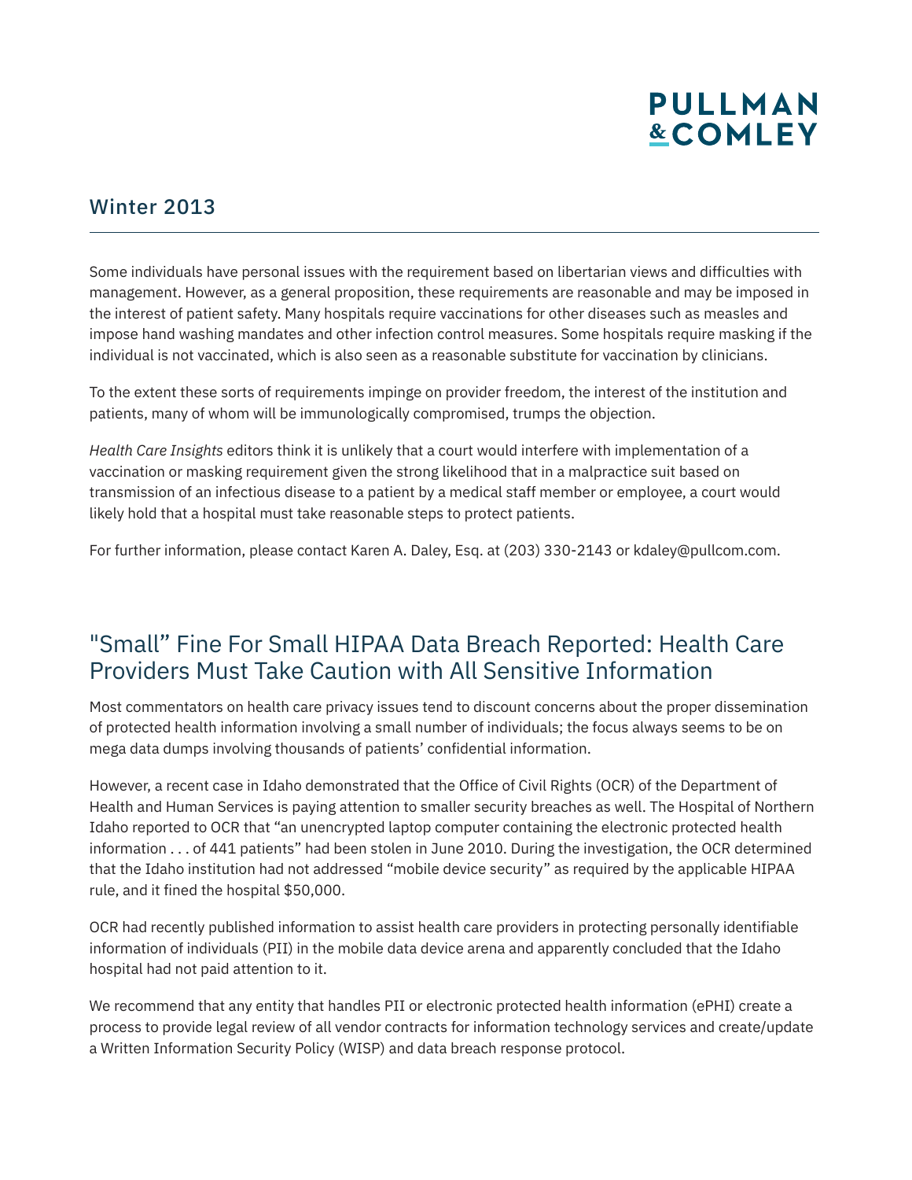Some individuals have personal issues with the requirement based on libertarian views and difficulties with management. However, as a general proposition, these requirements are reasonable and may be imposed in the interest of patient safety. Many hospitals require vaccinations for other diseases such as measles and impose hand washing mandates and other infection control measures. Some hospitals require masking if the individual is not vaccinated, which is also seen as a reasonable substitute for vaccination by clinicians.

To the extent these sorts of requirements impinge on provider freedom, the interest of the institution and patients, many of whom will be immunologically compromised, trumps the objection.

*Health Care Insights* editors think it is unlikely that a court would interfere with implementation of a vaccination or masking requirement given the strong likelihood that in a malpractice suit based on transmission of an infectious disease to a patient by a medical staff member or employee, a court would likely hold that a hospital must take reasonable steps to protect patients.

For further information, please contact Karen A. Daley, Esq. at (203) 330-2143 or kdaley@pullcom.com.

## "Small" Fine For Small HIPAA Data Breach Reported: Health Care Providers Must Take Caution with All Sensitive Information

Most commentators on health care privacy issues tend to discount concerns about the proper dissemination of protected health information involving a small number of individuals; the focus always seems to be on mega data dumps involving thousands of patients' confidential information.

However, a recent case in Idaho demonstrated that the Office of Civil Rights (OCR) of the Department of Health and Human Services is paying attention to smaller security breaches as well. The Hospital of Northern Idaho reported to OCR that "an unencrypted laptop computer containing the electronic protected health information . . . of 441 patients" had been stolen in June 2010. During the investigation, the OCR determined that the Idaho institution had not addressed "mobile device security" as required by the applicable HIPAA rule, and it fined the hospital $50,000.

OCR had recently published information to assist health care providers in protecting personally identifiable information of individuals (PII) in the mobile data device arena and apparently concluded that the Idaho hospital had not paid attention to it.

We recommend that any entity that handles PII or electronic protected health information (ePHI) create a process to provide legal review of all vendor contracts for information technology services and create/update a Written Information Security Policy (WISP) and data breach response protocol.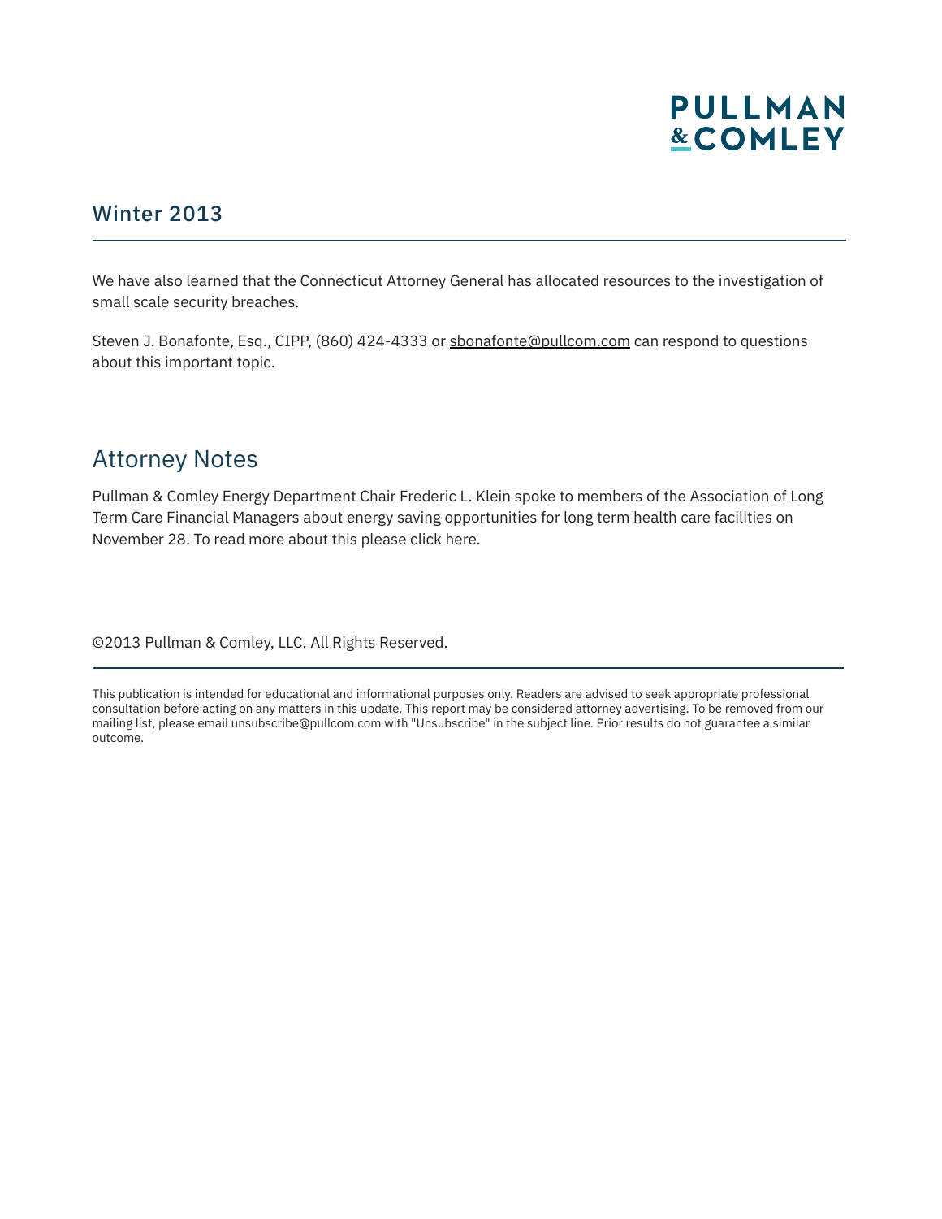## Winter 2013

We have also learned that the Connecticut Attorney General has allocated resources to the investigation of small scale security breaches.

Steven J. Bonafonte, Esq., CIPP, (860) 424-4333 or sbonafonte@pullcom.com can respond to questions about this important topic.

## Attorney Notes

Pullman & Comley Energy Department Chair Frederic L. Klein spoke to members of the Association of Long Term Care Financial Managers about energy saving opportunities for long term health care facilities on November 28. To read more about this please click here.

©2013 Pullman & Comley, LLC. All Rights Reserved.

---

This publication is intended for educational and informational purposes only. Readers are advised to seek appropriate professional consultation before acting on any matters in this update. This report may be considered attorney advertising. To be removed from our mailing list, please email unsubscribe@pullcom.com with "Unsubscribe" in the subject line. Prior results do not guarantee a similar outcome.